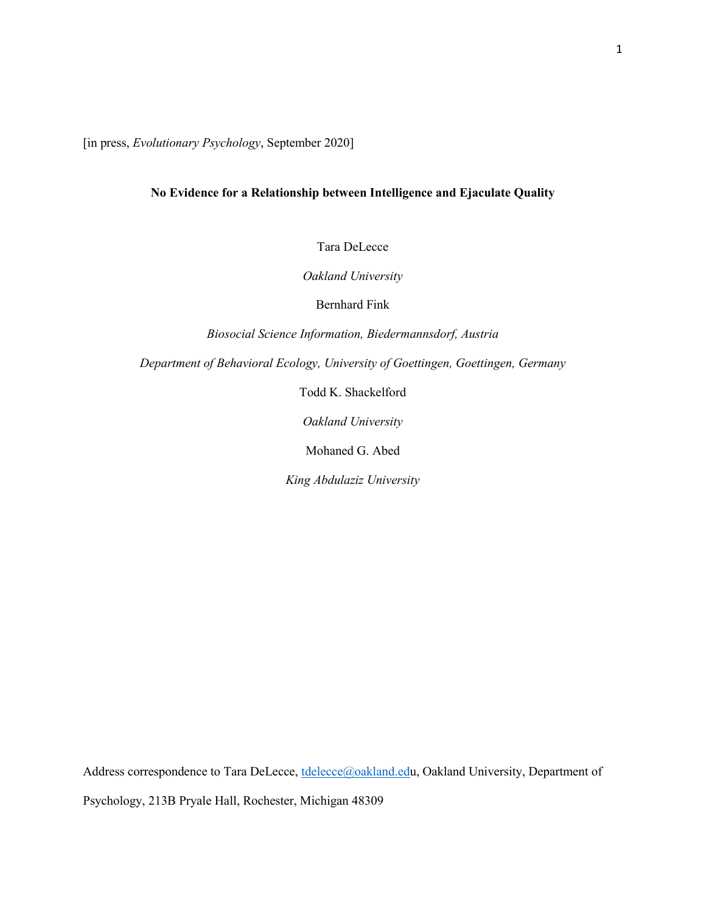[in press, *Evolutionary Psychology*, September 2020]

# No Evidence for a Relationship between Intelligence and Ejaculate Quality

Tara DeLecce

*Oakland University*

Bernhard Fink

*Biosocial Science Information, Biedermannsdorf, Austria*

*Department of Behavioral Ecology, University of Goettingen, Goettingen, Germany*

Todd K. Shackelford

*Oakland University*

Mohaned G. Abed

*King Abdulaziz University*

Address correspondence to Tara DeLecce, tdelecce@oakland.edu, Oakland University, Department of Psychology, 213B Pryale Hall, Rochester, Michigan 48309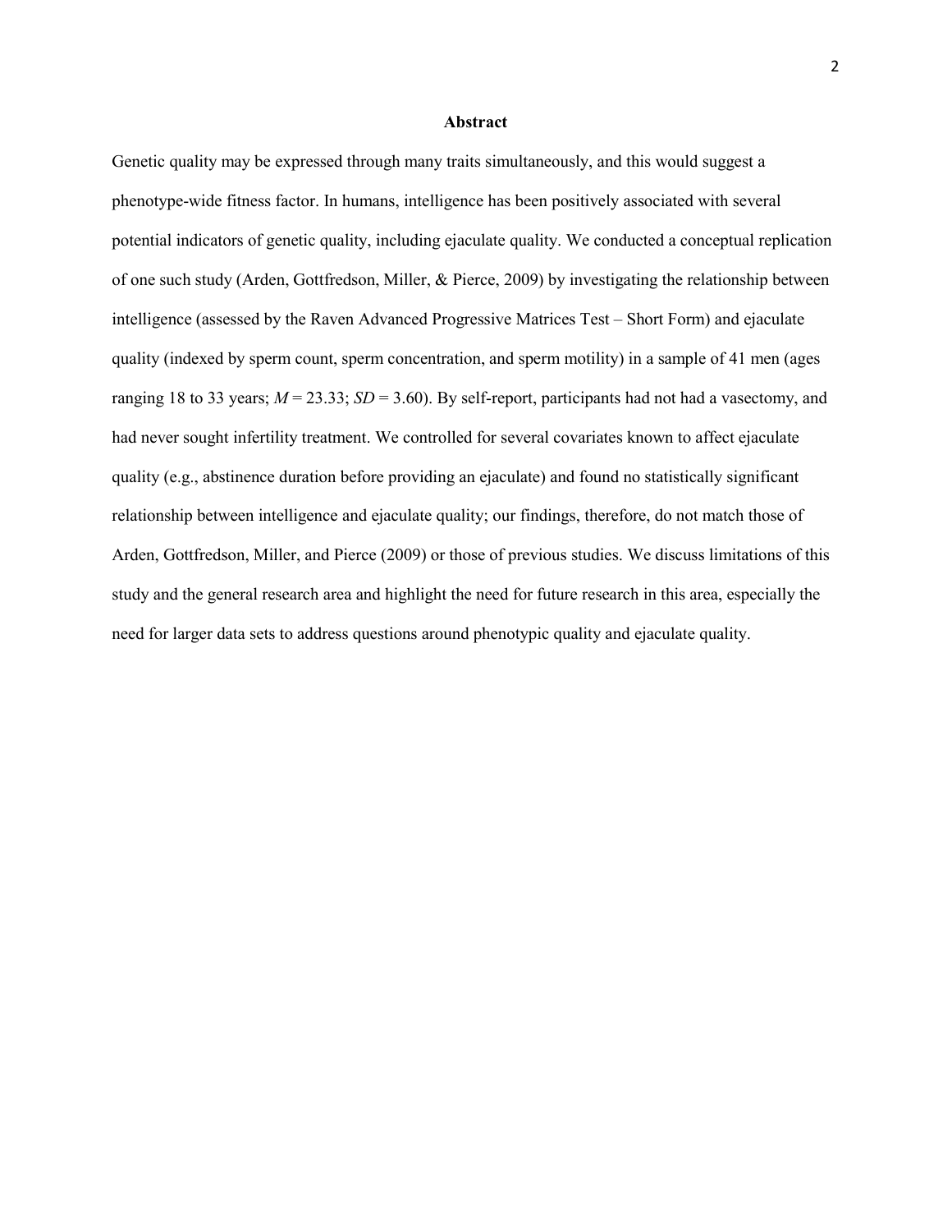## Abstract

Genetic quality may be expressed through many traits simultaneously, and this would suggest a phenotype-wide fitness factor. In humans, intelligence has been positively associated with several potential indicators of genetic quality, including ejaculate quality. We conducted a conceptual replication of one such study (Arden, Gottfredson, Miller, & Pierce, 2009) by investigating the relationship between intelligence (assessed by the Raven Advanced Progressive Matrices Test – Short Form) and ejaculate quality (indexed by sperm count, sperm concentration, and sperm motility) in a sample of 41 men (ages ranging 18 to 33 years; $M = 23.33$; $SD = 3.60$). By self-report, participants had not had a vasectomy, and had never sought infertility treatment. We controlled for several covariates known to affect ejaculate quality (e.g., abstinence duration before providing an ejaculate) and found no statistically significant relationship between intelligence and ejaculate quality; our findings, therefore, do not match those of Arden, Gottfredson, Miller, and Pierce (2009) or those of previous studies. We discuss limitations of this study and the general research area and highlight the need for future research in this area, especially the need for larger data sets to address questions around phenotypic quality and ejaculate quality.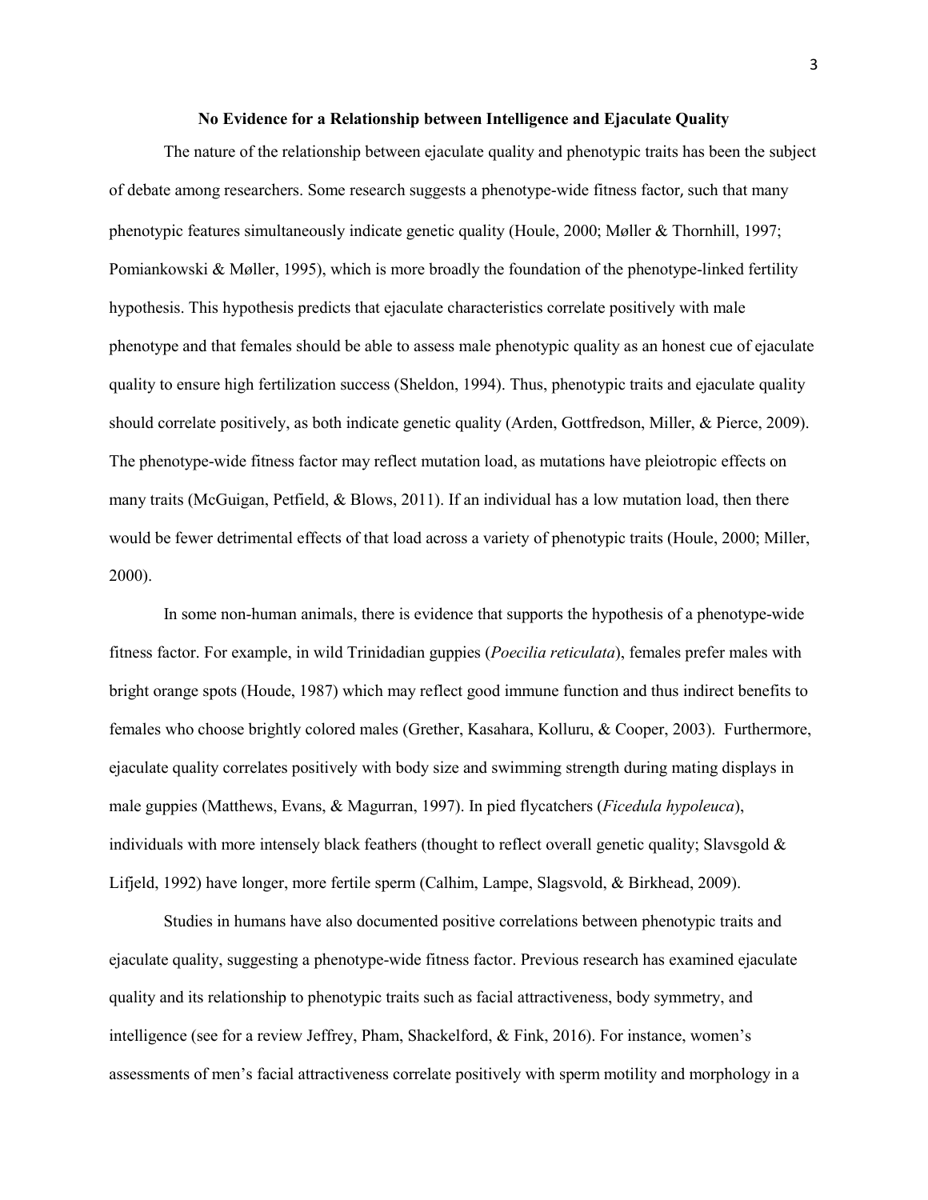**No Evidence for a Relationship between Intelligence and Ejaculate Quality**

The nature of the relationship between ejaculate quality and phenotypic traits has been the subject of debate among researchers. Some research suggests a phenotype-wide fitness factor, such that many phenotypic features simultaneously indicate genetic quality (Houle, 2000; Møller & Thornhill, 1997; Pomiankowski & Møller, 1995), which is more broadly the foundation of the phenotype-linked fertility hypothesis. This hypothesis predicts that ejaculate characteristics correlate positively with male phenotype and that females should be able to assess male phenotypic quality as an honest cue of ejaculate quality to ensure high fertilization success (Sheldon, 1994). Thus, phenotypic traits and ejaculate quality should correlate positively, as both indicate genetic quality (Arden, Gottfredson, Miller, & Pierce, 2009). The phenotype-wide fitness factor may reflect mutation load, as mutations have pleiotropic effects on many traits (McGuigan, Petfield, & Blows, 2011). If an individual has a low mutation load, then there would be fewer detrimental effects of that load across a variety of phenotypic traits (Houle, 2000; Miller, 2000).

In some non-human animals, there is evidence that supports the hypothesis of a phenotype-wide fitness factor. For example, in wild Trinidadian guppies (*Poecilia reticulata*), females prefer males with bright orange spots (Houde, 1987) which may reflect good immune function and thus indirect benefits to females who choose brightly colored males (Grether, Kasahara, Kolluru, & Cooper, 2003). Furthermore, ejaculate quality correlates positively with body size and swimming strength during mating displays in male guppies (Matthews, Evans, & Magurran, 1997). In pied flycatchers (*Ficedula hypoleuca*), individuals with more intensely black feathers (thought to reflect overall genetic quality; Slavsgold & Lifjeld, 1992) have longer, more fertile sperm (Calhim, Lampe, Slagsvold, & Birkhead, 2009).

Studies in humans have also documented positive correlations between phenotypic traits and ejaculate quality, suggesting a phenotype-wide fitness factor. Previous research has examined ejaculate quality and its relationship to phenotypic traits such as facial attractiveness, body symmetry, and intelligence (see for a review Jeffrey, Pham, Shackelford, & Fink, 2016). For instance, women's assessments of men's facial attractiveness correlate positively with sperm motility and morphology in a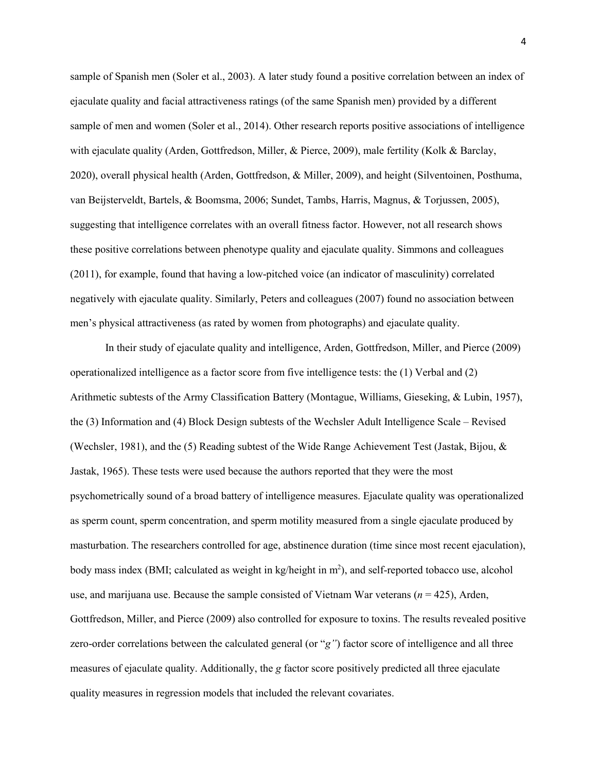sample of Spanish men (Soler et al., 2003). A later study found a positive correlation between an index of ejaculate quality and facial attractiveness ratings (of the same Spanish men) provided by a different sample of men and women (Soler et al., 2014). Other research reports positive associations of intelligence with ejaculate quality (Arden, Gottfredson, Miller, & Pierce, 2009), male fertility (Kolk & Barclay, 2020), overall physical health (Arden, Gottfredson, & Miller, 2009), and height (Silventoinen, Posthuma, van Beijsterveldt, Bartels, & Boomsma, 2006; Sundet, Tambs, Harris, Magnus, & Torjussen, 2005), suggesting that intelligence correlates with an overall fitness factor. However, not all research shows these positive correlations between phenotype quality and ejaculate quality. Simmons and colleagues (2011), for example, found that having a low-pitched voice (an indicator of masculinity) correlated negatively with ejaculate quality. Similarly, Peters and colleagues (2007) found no association between men's physical attractiveness (as rated by women from photographs) and ejaculate quality.

In their study of ejaculate quality and intelligence, Arden, Gottfredson, Miller, and Pierce (2009) operationalized intelligence as a factor score from five intelligence tests: the (1) Verbal and (2) Arithmetic subtests of the Army Classification Battery (Montague, Williams, Gieseking, & Lubin, 1957), the (3) Information and (4) Block Design subtests of the Wechsler Adult Intelligence Scale – Revised (Wechsler, 1981), and the (5) Reading subtest of the Wide Range Achievement Test (Jastak, Bijou, & Jastak, 1965). These tests were used because the authors reported that they were the most psychometrically sound of a broad battery of intelligence measures. Ejaculate quality was operationalized as sperm count, sperm concentration, and sperm motility measured from a single ejaculate produced by masturbation. The researchers controlled for age, abstinence duration (time since most recent ejaculation), body mass index (BMI; calculated as weight in kg/height in $m^2$), and self-reported tobacco use, alcohol use, and marijuana use. Because the sample consisted of Vietnam War veterans ($n$ = 425), Arden, Gottfredson, Miller, and Pierce (2009) also controlled for exposure to toxins. The results revealed positive zero-order correlations between the calculated general (or "*g*") factor score of intelligence and all three measures of ejaculate quality. Additionally, the *g* factor score positively predicted all three ejaculate quality measures in regression models that included the relevant covariates.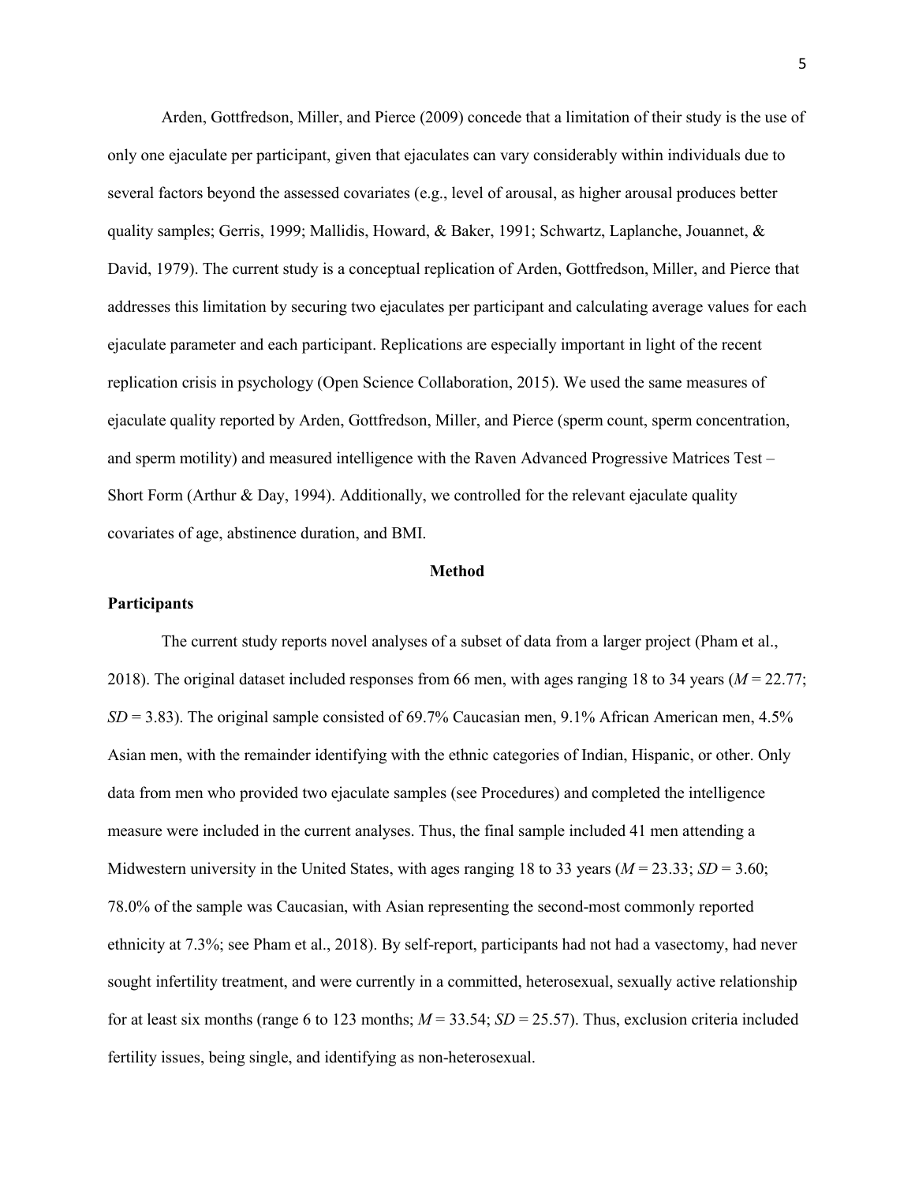Arden, Gottfredson, Miller, and Pierce (2009) concede that a limitation of their study is the use of only one ejaculate per participant, given that ejaculates can vary considerably within individuals due to several factors beyond the assessed covariates (e.g., level of arousal, as higher arousal produces better quality samples; Gerris, 1999; Mallidis, Howard, & Baker, 1991; Schwartz, Laplanche, Jouannet, & David, 1979). The current study is a conceptual replication of Arden, Gottfredson, Miller, and Pierce that addresses this limitation by securing two ejaculates per participant and calculating average values for each ejaculate parameter and each participant. Replications are especially important in light of the recent replication crisis in psychology (Open Science Collaboration, 2015). We used the same measures of ejaculate quality reported by Arden, Gottfredson, Miller, and Pierce (sperm count, sperm concentration, and sperm motility) and measured intelligence with the Raven Advanced Progressive Matrices Test – Short Form (Arthur & Day, 1994). Additionally, we controlled for the relevant ejaculate quality covariates of age, abstinence duration, and BMI.

## Method

### Participants

The current study reports novel analyses of a subset of data from a larger project (Pham et al., 2018). The original dataset included responses from 66 men, with ages ranging 18 to 34 years (*M* = 22.77; *SD* = 3.83). The original sample consisted of 69.7% Caucasian men, 9.1% African American men, 4.5% Asian men, with the remainder identifying with the ethnic categories of Indian, Hispanic, or other. Only data from men who provided two ejaculate samples (see Procedures) and completed the intelligence measure were included in the current analyses. Thus, the final sample included 41 men attending a Midwestern university in the United States, with ages ranging 18 to 33 years (*M* = 23.33; *SD* = 3.60; 78.0% of the sample was Caucasian, with Asian representing the second-most commonly reported ethnicity at 7.3%; see Pham et al., 2018). By self-report, participants had not had a vasectomy, had never sought infertility treatment, and were currently in a committed, heterosexual, sexually active relationship for at least six months (range 6 to 123 months; *M* = 33.54; *SD* = 25.57). Thus, exclusion criteria included fertility issues, being single, and identifying as non-heterosexual.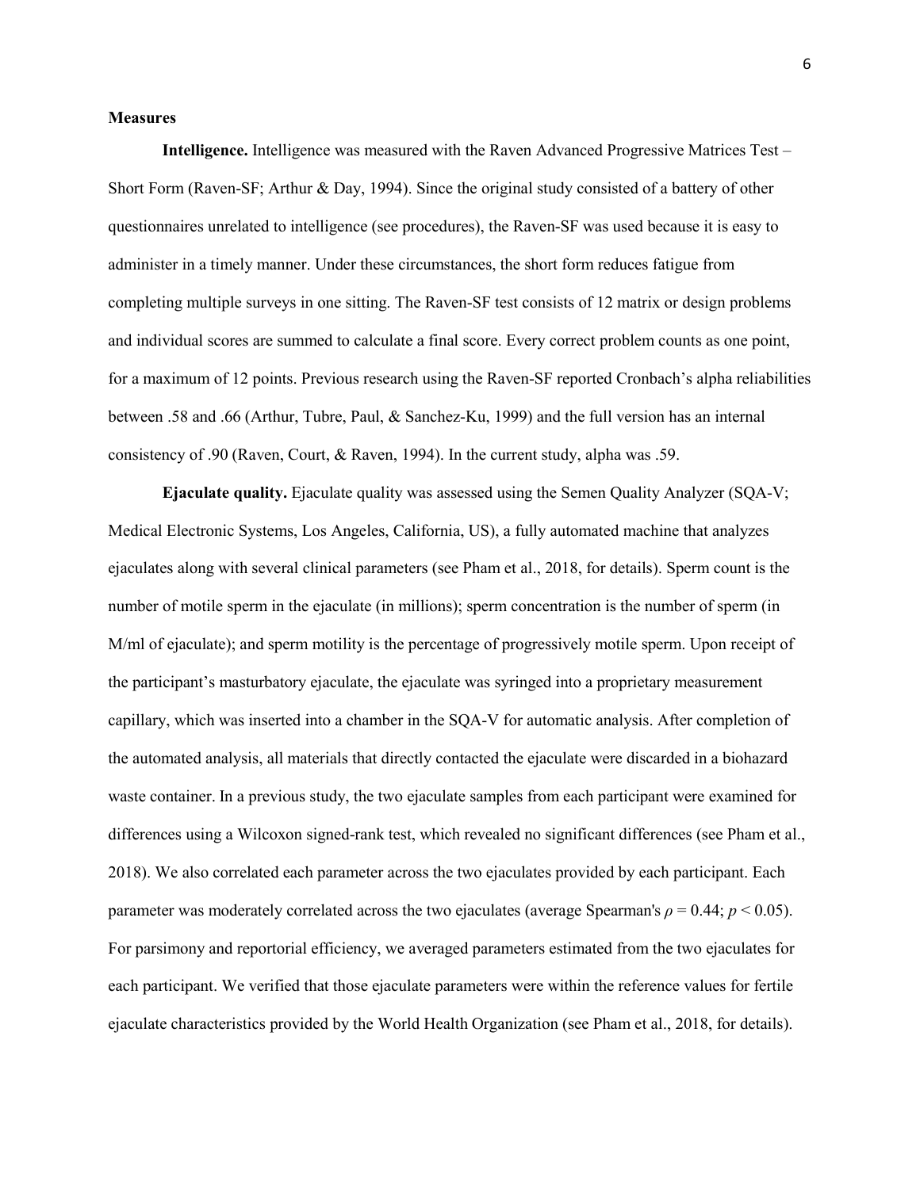**Measures**

**Intelligence.** Intelligence was measured with the Raven Advanced Progressive Matrices Test – Short Form (Raven-SF; Arthur & Day, 1994). Since the original study consisted of a battery of other questionnaires unrelated to intelligence (see procedures), the Raven-SF was used because it is easy to administer in a timely manner. Under these circumstances, the short form reduces fatigue from completing multiple surveys in one sitting. The Raven-SF test consists of 12 matrix or design problems and individual scores are summed to calculate a final score. Every correct problem counts as one point, for a maximum of 12 points. Previous research using the Raven-SF reported Cronbach's alpha reliabilities between .58 and .66 (Arthur, Tubre, Paul, & Sanchez-Ku, 1999) and the full version has an internal consistency of .90 (Raven, Court, & Raven, 1994). In the current study, alpha was .59.

**Ejaculate quality.** Ejaculate quality was assessed using the Semen Quality Analyzer (SQA-V; Medical Electronic Systems, Los Angeles, California, US), a fully automated machine that analyzes ejaculates along with several clinical parameters (see Pham et al., 2018, for details). Sperm count is the number of motile sperm in the ejaculate (in millions); sperm concentration is the number of sperm (in M/ml of ejaculate); and sperm motility is the percentage of progressively motile sperm. Upon receipt of the participant's masturbatory ejaculate, the ejaculate was syringed into a proprietary measurement capillary, which was inserted into a chamber in the SQA-V for automatic analysis. After completion of the automated analysis, all materials that directly contacted the ejaculate were discarded in a biohazard waste container. In a previous study, the two ejaculate samples from each participant were examined for differences using a Wilcoxon signed-rank test, which revealed no significant differences (see Pham et al., 2018). We also correlated each parameter across the two ejaculates provided by each participant. Each parameter was moderately correlated across the two ejaculates (average Spearman's $\rho = 0.44$; $p < 0.05$). For parsimony and reportorial efficiency, we averaged parameters estimated from the two ejaculates for each participant. We verified that those ejaculate parameters were within the reference values for fertile ejaculate characteristics provided by the World Health Organization (see Pham et al., 2018, for details).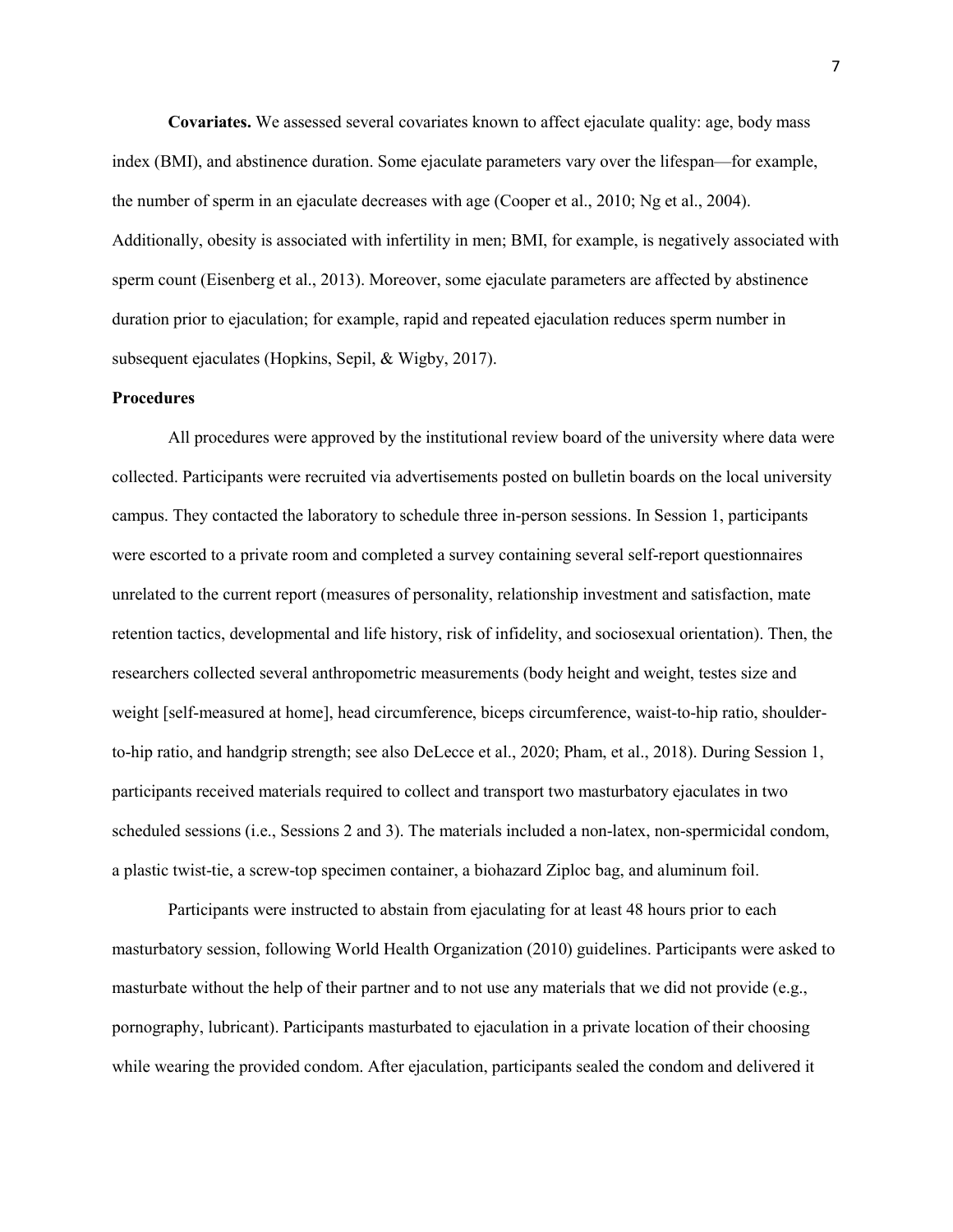**Covariates.** We assessed several covariates known to affect ejaculate quality: age, body mass index (BMI), and abstinence duration. Some ejaculate parameters vary over the lifespan—for example, the number of sperm in an ejaculate decreases with age (Cooper et al., 2010; Ng et al., 2004). Additionally, obesity is associated with infertility in men; BMI, for example, is negatively associated with sperm count (Eisenberg et al., 2013). Moreover, some ejaculate parameters are affected by abstinence duration prior to ejaculation; for example, rapid and repeated ejaculation reduces sperm number in subsequent ejaculates (Hopkins, Sepil, & Wigby, 2017).

### Procedures

All procedures were approved by the institutional review board of the university where data were collected. Participants were recruited via advertisements posted on bulletin boards on the local university campus. They contacted the laboratory to schedule three in-person sessions. In Session 1, participants were escorted to a private room and completed a survey containing several self-report questionnaires unrelated to the current report (measures of personality, relationship investment and satisfaction, mate retention tactics, developmental and life history, risk of infidelity, and sociosexual orientation). Then, the researchers collected several anthropometric measurements (body height and weight, testes size and weight [self-measured at home], head circumference, biceps circumference, waist-to-hip ratio, shoulder-to-hip ratio, and handgrip strength; see also DeLecce et al., 2020; Pham, et al., 2018). During Session 1, participants received materials required to collect and transport two masturbatory ejaculates in two scheduled sessions (i.e., Sessions 2 and 3). The materials included a non-latex, non-spermicidal condom, a plastic twist-tie, a screw-top specimen container, a biohazard Ziploc bag, and aluminum foil.

Participants were instructed to abstain from ejaculating for at least 48 hours prior to each masturbatory session, following World Health Organization (2010) guidelines. Participants were asked to masturbate without the help of their partner and to not use any materials that we did not provide (e.g., pornography, lubricant). Participants masturbated to ejaculation in a private location of their choosing while wearing the provided condom. After ejaculation, participants sealed the condom and delivered it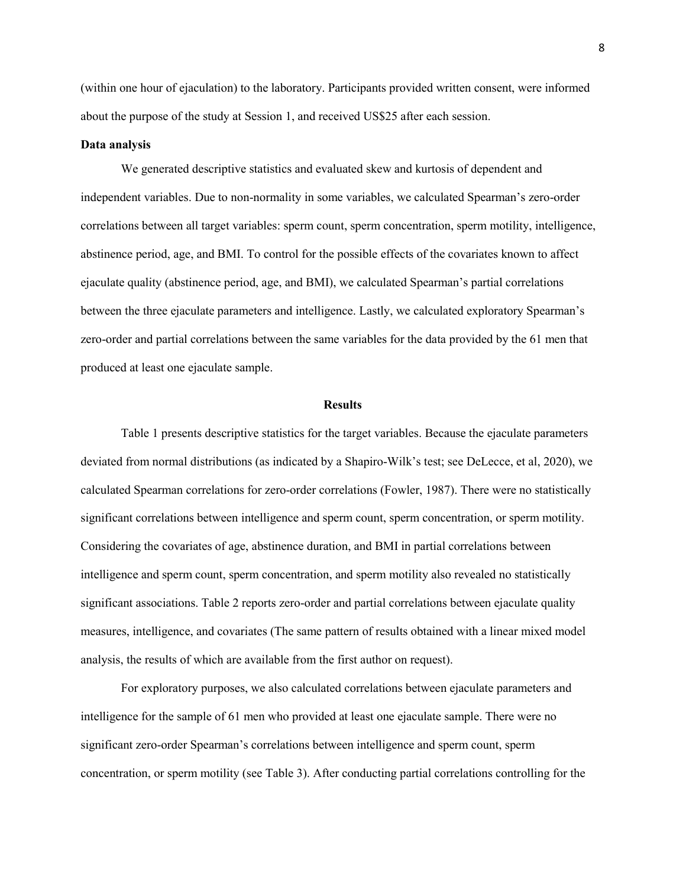(within one hour of ejaculation) to the laboratory. Participants provided written consent, were informed about the purpose of the study at Session 1, and received US$25 after each session.

**Data analysis**

We generated descriptive statistics and evaluated skew and kurtosis of dependent and independent variables. Due to non-normality in some variables, we calculated Spearman's zero-order correlations between all target variables: sperm count, sperm concentration, sperm motility, intelligence, abstinence period, age, and BMI. To control for the possible effects of the covariates known to affect ejaculate quality (abstinence period, age, and BMI), we calculated Spearman's partial correlations between the three ejaculate parameters and intelligence. Lastly, we calculated exploratory Spearman's zero-order and partial correlations between the same variables for the data provided by the 61 men that produced at least one ejaculate sample.

## Results

Table 1 presents descriptive statistics for the target variables. Because the ejaculate parameters deviated from normal distributions (as indicated by a Shapiro-Wilk's test; see DeLecce, et al, 2020), we calculated Spearman correlations for zero-order correlations (Fowler, 1987). There were no statistically significant correlations between intelligence and sperm count, sperm concentration, or sperm motility. Considering the covariates of age, abstinence duration, and BMI in partial correlations between intelligence and sperm count, sperm concentration, and sperm motility also revealed no statistically significant associations. Table 2 reports zero-order and partial correlations between ejaculate quality measures, intelligence, and covariates (The same pattern of results obtained with a linear mixed model analysis, the results of which are available from the first author on request).

For exploratory purposes, we also calculated correlations between ejaculate parameters and intelligence for the sample of 61 men who provided at least one ejaculate sample. There were no significant zero-order Spearman's correlations between intelligence and sperm count, sperm concentration, or sperm motility (see Table 3). After conducting partial correlations controlling for the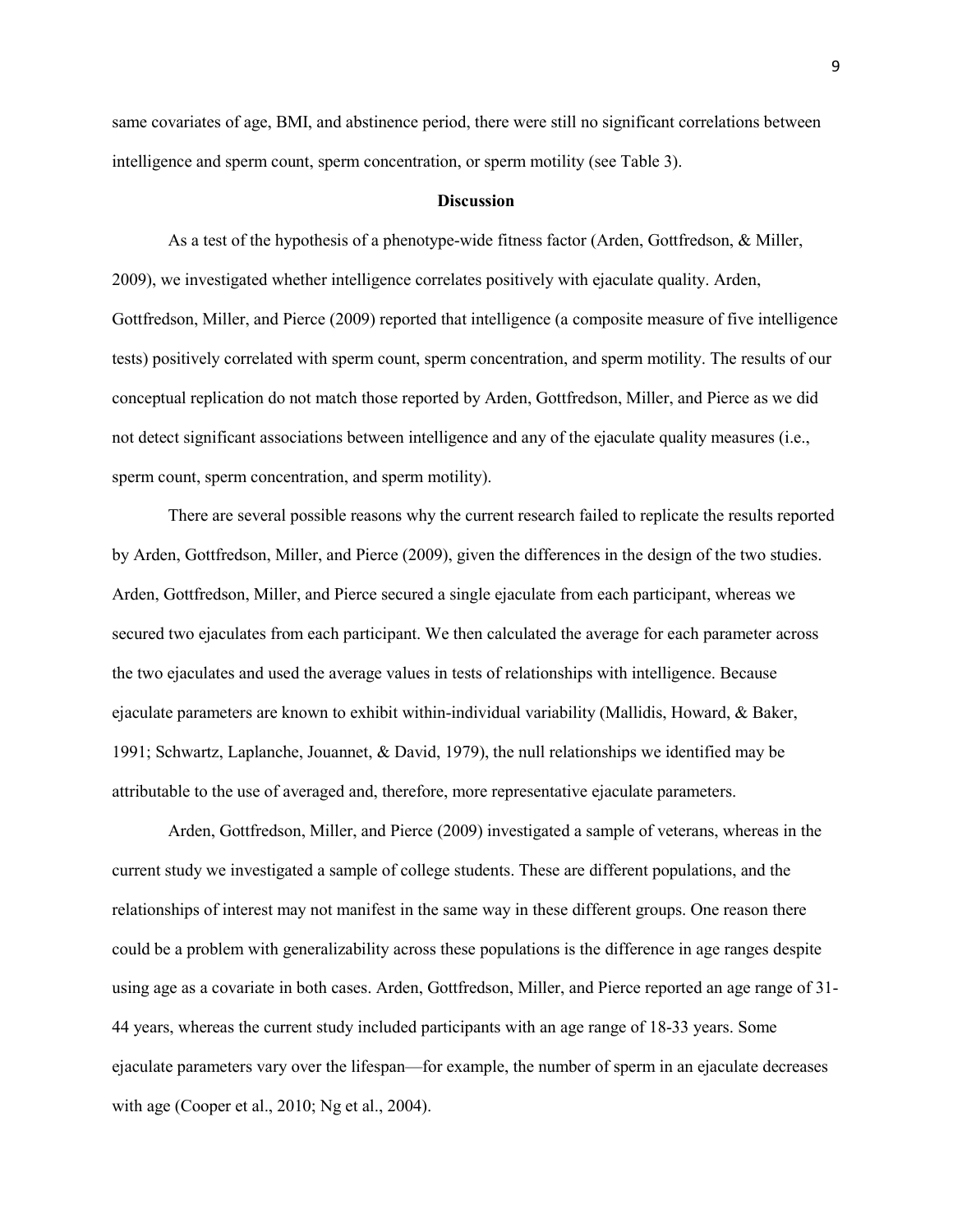same covariates of age, BMI, and abstinence period, there were still no significant correlations between intelligence and sperm count, sperm concentration, or sperm motility (see Table 3).

## Discussion

As a test of the hypothesis of a phenotype-wide fitness factor (Arden, Gottfredson, & Miller, 2009), we investigated whether intelligence correlates positively with ejaculate quality. Arden, Gottfredson, Miller, and Pierce (2009) reported that intelligence (a composite measure of five intelligence tests) positively correlated with sperm count, sperm concentration, and sperm motility. The results of our conceptual replication do not match those reported by Arden, Gottfredson, Miller, and Pierce as we did not detect significant associations between intelligence and any of the ejaculate quality measures (i.e., sperm count, sperm concentration, and sperm motility).

There are several possible reasons why the current research failed to replicate the results reported by Arden, Gottfredson, Miller, and Pierce (2009), given the differences in the design of the two studies. Arden, Gottfredson, Miller, and Pierce secured a single ejaculate from each participant, whereas we secured two ejaculates from each participant. We then calculated the average for each parameter across the two ejaculates and used the average values in tests of relationships with intelligence. Because ejaculate parameters are known to exhibit within-individual variability (Mallidis, Howard, & Baker, 1991; Schwartz, Laplanche, Jouannet, & David, 1979), the null relationships we identified may be attributable to the use of averaged and, therefore, more representative ejaculate parameters.

Arden, Gottfredson, Miller, and Pierce (2009) investigated a sample of veterans, whereas in the current study we investigated a sample of college students. These are different populations, and the relationships of interest may not manifest in the same way in these different groups. One reason there could be a problem with generalizability across these populations is the difference in age ranges despite using age as a covariate in both cases. Arden, Gottfredson, Miller, and Pierce reported an age range of 31-44 years, whereas the current study included participants with an age range of 18-33 years. Some ejaculate parameters vary over the lifespan—for example, the number of sperm in an ejaculate decreases with age (Cooper et al., 2010; Ng et al., 2004).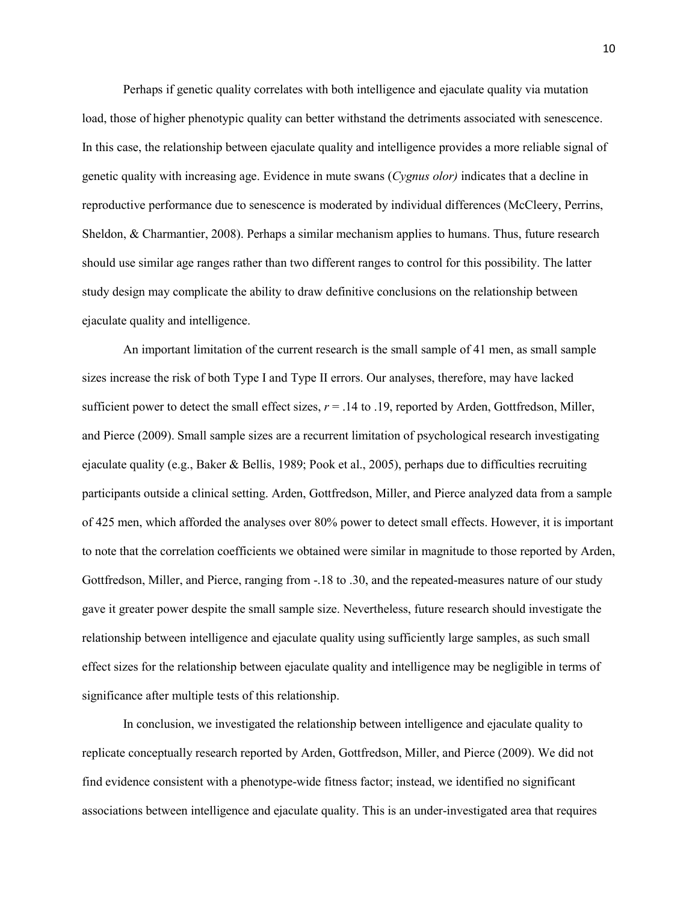Perhaps if genetic quality correlates with both intelligence and ejaculate quality via mutation load, those of higher phenotypic quality can better withstand the detriments associated with senescence. In this case, the relationship between ejaculate quality and intelligence provides a more reliable signal of genetic quality with increasing age. Evidence in mute swans (*Cygnus olor)* indicates that a decline in reproductive performance due to senescence is moderated by individual differences (McCleery, Perrins, Sheldon, & Charmantier, 2008). Perhaps a similar mechanism applies to humans. Thus, future research should use similar age ranges rather than two different ranges to control for this possibility. The latter study design may complicate the ability to draw definitive conclusions on the relationship between ejaculate quality and intelligence.

An important limitation of the current research is the small sample of 41 men, as small sample sizes increase the risk of both Type I and Type II errors. Our analyses, therefore, may have lacked sufficient power to detect the small effect sizes, $r = .14$ to .19, reported by Arden, Gottfredson, Miller, and Pierce (2009). Small sample sizes are a recurrent limitation of psychological research investigating ejaculate quality (e.g., Baker & Bellis, 1989; Pook et al., 2005), perhaps due to difficulties recruiting participants outside a clinical setting. Arden, Gottfredson, Miller, and Pierce analyzed data from a sample of 425 men, which afforded the analyses over 80% power to detect small effects. However, it is important to note that the correlation coefficients we obtained were similar in magnitude to those reported by Arden, Gottfredson, Miller, and Pierce, ranging from -.18 to .30, and the repeated-measures nature of our study gave it greater power despite the small sample size. Nevertheless, future research should investigate the relationship between intelligence and ejaculate quality using sufficiently large samples, as such small effect sizes for the relationship between ejaculate quality and intelligence may be negligible in terms of significance after multiple tests of this relationship.

In conclusion, we investigated the relationship between intelligence and ejaculate quality to replicate conceptually research reported by Arden, Gottfredson, Miller, and Pierce (2009). We did not find evidence consistent with a phenotype-wide fitness factor; instead, we identified no significant associations between intelligence and ejaculate quality. This is an under-investigated area that requires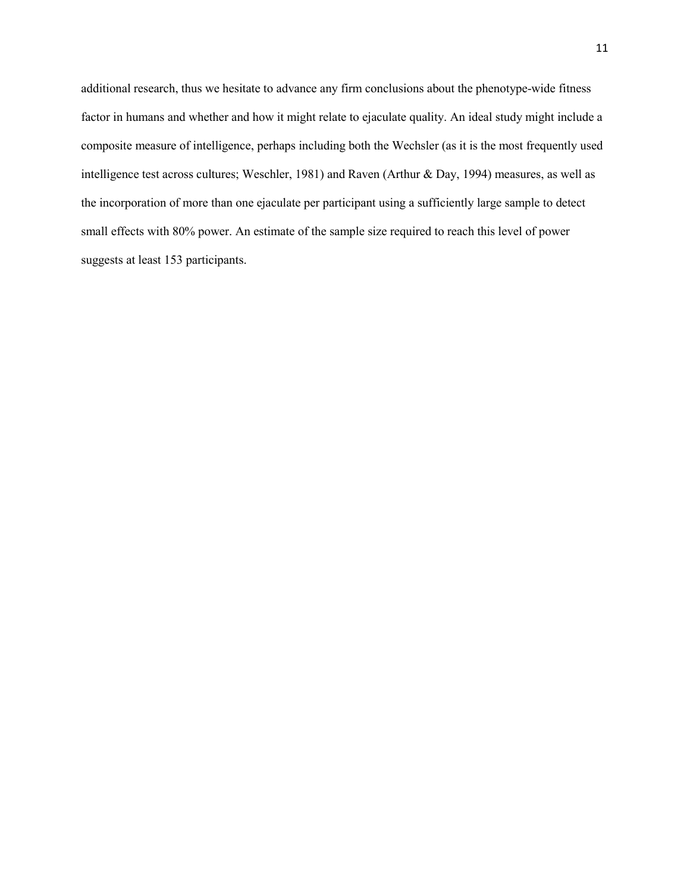additional research, thus we hesitate to advance any firm conclusions about the phenotype-wide fitness factor in humans and whether and how it might relate to ejaculate quality. An ideal study might include a composite measure of intelligence, perhaps including both the Wechsler (as it is the most frequently used intelligence test across cultures; Weschler, 1981) and Raven (Arthur & Day, 1994) measures, as well as the incorporation of more than one ejaculate per participant using a sufficiently large sample to detect small effects with 80% power. An estimate of the sample size required to reach this level of power suggests at least 153 participants.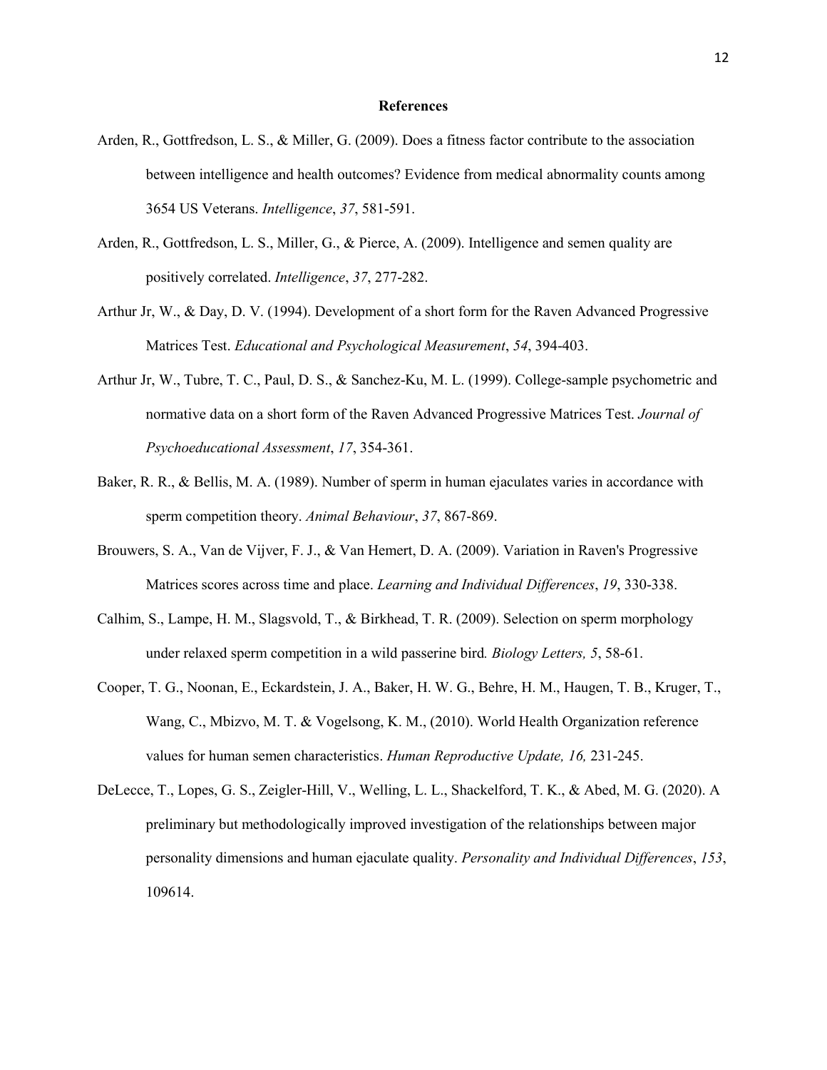## References

Arden, R., Gottfredson, L. S., & Miller, G. (2009). Does a fitness factor contribute to the association between intelligence and health outcomes? Evidence from medical abnormality counts among 3654 US Veterans. *Intelligence*, *37*, 581-591.

Arden, R., Gottfredson, L. S., Miller, G., & Pierce, A. (2009). Intelligence and semen quality are positively correlated. *Intelligence*, *37*, 277-282.

Arthur Jr, W., & Day, D. V. (1994). Development of a short form for the Raven Advanced Progressive Matrices Test. *Educational and Psychological Measurement*, *54*, 394-403.

Arthur Jr, W., Tubre, T. C., Paul, D. S., & Sanchez-Ku, M. L. (1999). College-sample psychometric and normative data on a short form of the Raven Advanced Progressive Matrices Test. *Journal of Psychoeducational Assessment*, *17*, 354-361.

Baker, R. R., & Bellis, M. A. (1989). Number of sperm in human ejaculates varies in accordance with sperm competition theory. *Animal Behaviour*, *37*, 867-869.

Brouwers, S. A., Van de Vijver, F. J., & Van Hemert, D. A. (2009). Variation in Raven's Progressive Matrices scores across time and place. *Learning and Individual Differences*, *19*, 330-338.

Calhim, S., Lampe, H. M., Slagsvold, T., & Birkhead, T. R. (2009). Selection on sperm morphology under relaxed sperm competition in a wild passerine bird. *Biology Letters, 5*, 58-61.

Cooper, T. G., Noonan, E., Eckardstein, J. A., Baker, H. W. G., Behre, H. M., Haugen, T. B., Kruger, T., Wang, C., Mbizvo, M. T. & Vogelsong, K. M., (2010). World Health Organization reference values for human semen characteristics. *Human Reproductive Update, 16,* 231-245.

DeLecce, T., Lopes, G. S., Zeigler-Hill, V., Welling, L. L., Shackelford, T. K., & Abed, M. G. (2020). A preliminary but methodologically improved investigation of the relationships between major personality dimensions and human ejaculate quality. *Personality and Individual Differences*, *153*, 109614.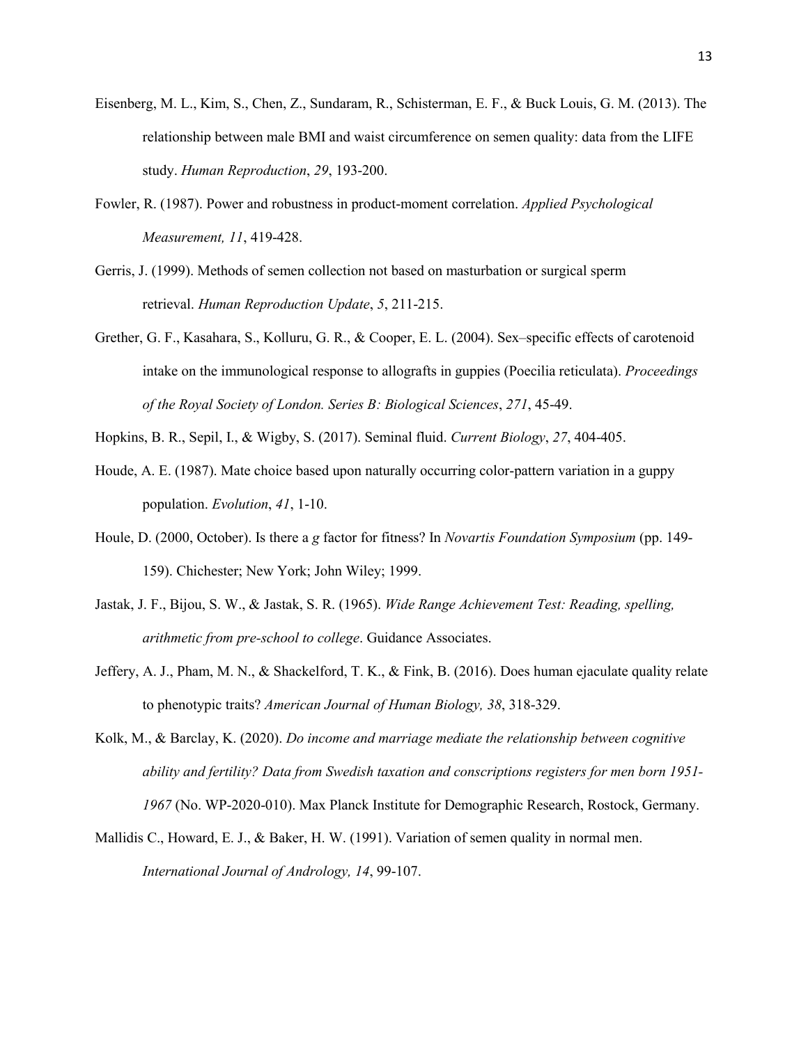Eisenberg, M. L., Kim, S., Chen, Z., Sundaram, R., Schisterman, E. F., & Buck Louis, G. M. (2013). The relationship between male BMI and waist circumference on semen quality: data from the LIFE study. *Human Reproduction*, *29*, 193-200.

Fowler, R. (1987). Power and robustness in product-moment correlation. *Applied Psychological Measurement, 11*, 419-428.

Gerris, J. (1999). Methods of semen collection not based on masturbation or surgical sperm retrieval. *Human Reproduction Update*, *5*, 211-215.

Grether, G. F., Kasahara, S., Kolluru, G. R., & Cooper, E. L. (2004). Sex–specific effects of carotenoid intake on the immunological response to allografts in guppies (Poecilia reticulata). *Proceedings of the Royal Society of London. Series B: Biological Sciences*, *271*, 45-49.

Hopkins, B. R., Sepil, I., & Wigby, S. (2017). Seminal fluid. *Current Biology*, *27*, 404-405.

Houde, A. E. (1987). Mate choice based upon naturally occurring color-pattern variation in a guppy population. *Evolution*, *41*, 1-10.

Houle, D. (2000, October). Is there a *g* factor for fitness? In *Novartis Foundation Symposium* (pp. 149-159). Chichester; New York; John Wiley; 1999.

Jastak, J. F., Bijou, S. W., & Jastak, S. R. (1965). *Wide Range Achievement Test: Reading, spelling, arithmetic from pre-school to college*. Guidance Associates.

Jeffery, A. J., Pham, M. N., & Shackelford, T. K., & Fink, B. (2016). Does human ejaculate quality relate to phenotypic traits? *American Journal of Human Biology, 38*, 318-329.

Kolk, M., & Barclay, K. (2020). *Do income and marriage mediate the relationship between cognitive ability and fertility? Data from Swedish taxation and conscriptions registers for men born 1951-1967* (No. WP-2020-010). Max Planck Institute for Demographic Research, Rostock, Germany.

Mallidis C., Howard, E. J., & Baker, H. W. (1991). Variation of semen quality in normal men. *International Journal of Andrology, 14*, 99-107.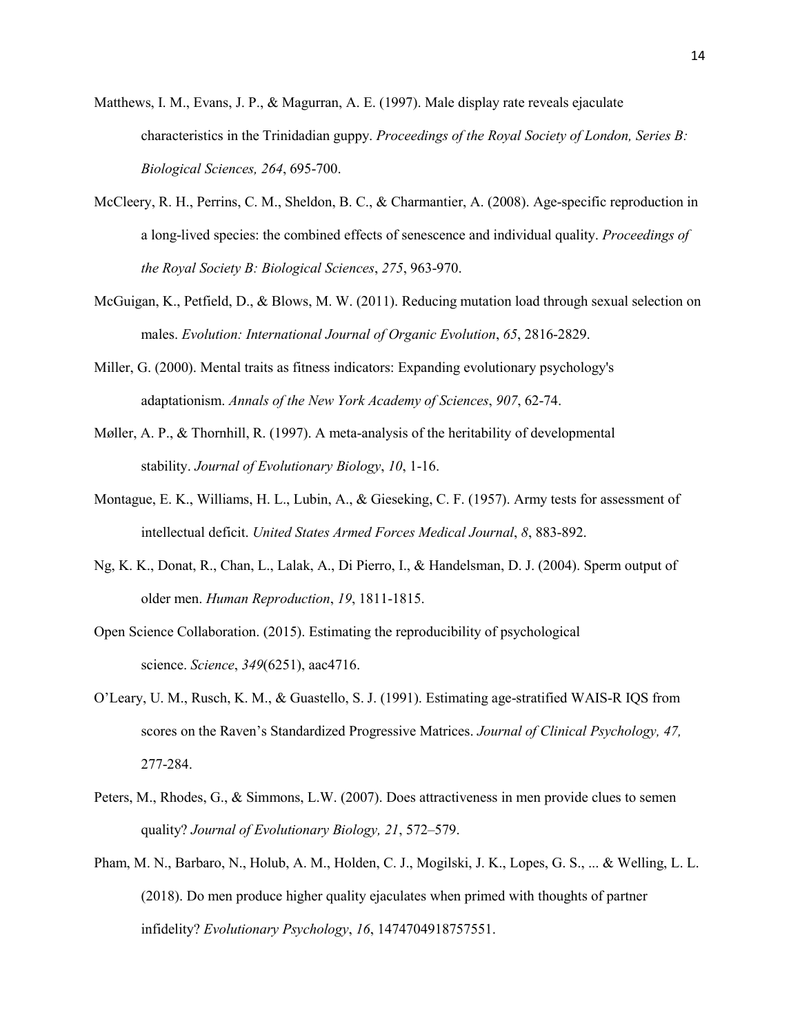Matthews, I. M., Evans, J. P., & Magurran, A. E. (1997). Male display rate reveals ejaculate characteristics in the Trinidadian guppy. *Proceedings of the Royal Society of London, Series B: Biological Sciences, 264*, 695-700.

McCleery, R. H., Perrins, C. M., Sheldon, B. C., & Charmantier, A. (2008). Age-specific reproduction in a long-lived species: the combined effects of senescence and individual quality. *Proceedings of the Royal Society B: Biological Sciences*, *275*, 963-970.

McGuigan, K., Petfield, D., & Blows, M. W. (2011). Reducing mutation load through sexual selection on males. *Evolution: International Journal of Organic Evolution*, *65*, 2816-2829.

Miller, G. (2000). Mental traits as fitness indicators: Expanding evolutionary psychology's adaptationism. *Annals of the New York Academy of Sciences*, *907*, 62-74.

Møller, A. P., & Thornhill, R. (1997). A meta-analysis of the heritability of developmental stability. *Journal of Evolutionary Biology*, *10*, 1-16.

Montague, E. K., Williams, H. L., Lubin, A., & Gieseking, C. F. (1957). Army tests for assessment of intellectual deficit. *United States Armed Forces Medical Journal*, *8*, 883-892.

Ng, K. K., Donat, R., Chan, L., Lalak, A., Di Pierro, I., & Handelsman, D. J. (2004). Sperm output of older men. *Human Reproduction*, *19*, 1811-1815.

Open Science Collaboration. (2015). Estimating the reproducibility of psychological science. *Science*, *349*(6251), aac4716.

O'Leary, U. M., Rusch, K. M., & Guastello, S. J. (1991). Estimating age-stratified WAIS-R IQS from scores on the Raven's Standardized Progressive Matrices. *Journal of Clinical Psychology, 47,* 277-284.

Peters, M., Rhodes, G., & Simmons, L.W. (2007). Does attractiveness in men provide clues to semen quality? *Journal of Evolutionary Biology, 21*, 572–579.

Pham, M. N., Barbaro, N., Holub, A. M., Holden, C. J., Mogilski, J. K., Lopes, G. S., ... & Welling, L. L. (2018). Do men produce higher quality ejaculates when primed with thoughts of partner infidelity? *Evolutionary Psychology*, *16*, 1474704918757551.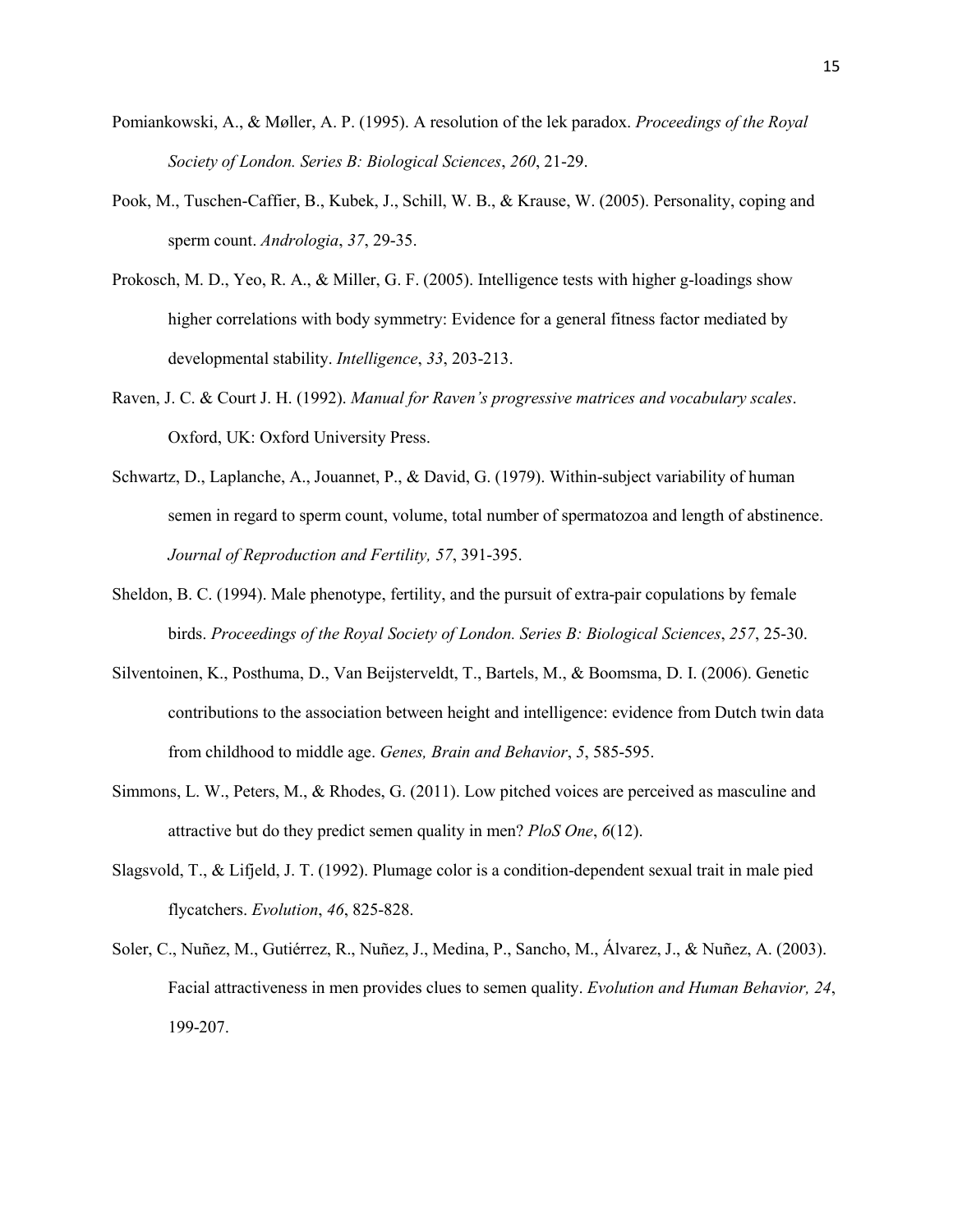Pomiankowski, A., & Møller, A. P. (1995). A resolution of the lek paradox. *Proceedings of the Royal Society of London. Series B: Biological Sciences*, *260*, 21-29.

Pook, M., Tuschen-Caffier, B., Kubek, J., Schill, W. B., & Krause, W. (2005). Personality, coping and sperm count. *Andrologia*, *37*, 29-35.

Prokosch, M. D., Yeo, R. A., & Miller, G. F. (2005). Intelligence tests with higher g-loadings show higher correlations with body symmetry: Evidence for a general fitness factor mediated by developmental stability. *Intelligence*, *33*, 203-213.

Raven, J. C. & Court J. H. (1992). *Manual for Raven's progressive matrices and vocabulary scales*. Oxford, UK: Oxford University Press.

Schwartz, D., Laplanche, A., Jouannet, P., & David, G. (1979). Within-subject variability of human semen in regard to sperm count, volume, total number of spermatozoa and length of abstinence. *Journal of Reproduction and Fertility, 57*, 391-395.

Sheldon, B. C. (1994). Male phenotype, fertility, and the pursuit of extra-pair copulations by female birds. *Proceedings of the Royal Society of London. Series B: Biological Sciences*, *257*, 25-30.

Silventoinen, K., Posthuma, D., Van Beijsterveldt, T., Bartels, M., & Boomsma, D. I. (2006). Genetic contributions to the association between height and intelligence: evidence from Dutch twin data from childhood to middle age. *Genes, Brain and Behavior*, *5*, 585-595.

Simmons, L. W., Peters, M., & Rhodes, G. (2011). Low pitched voices are perceived as masculine and attractive but do they predict semen quality in men? *PloS One*, *6*(12).

Slagsvold, T., & Lifjeld, J. T. (1992). Plumage color is a condition-dependent sexual trait in male pied flycatchers. *Evolution*, *46*, 825-828.

Soler, C., Nuñez, M., Gutiérrez, R., Nuñez, J., Medina, P., Sancho, M., Álvarez, J., & Nuñez, A. (2003). Facial attractiveness in men provides clues to semen quality. *Evolution and Human Behavior, 24*, 199-207.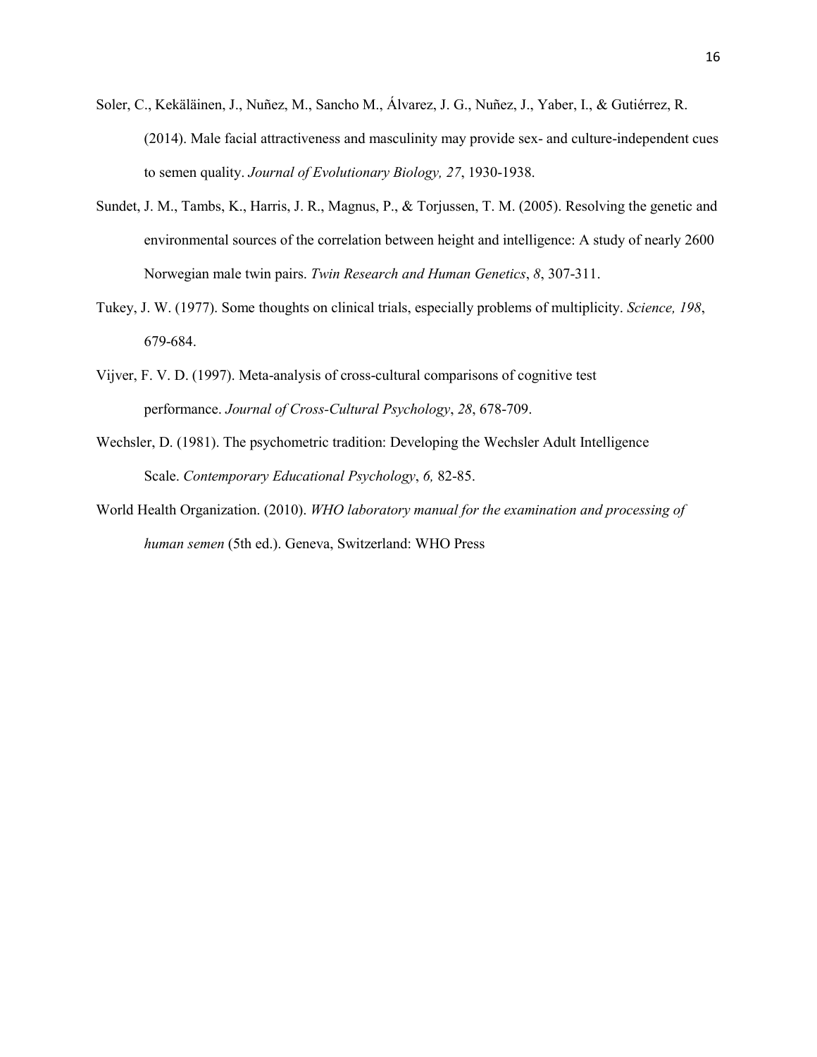Soler, C., Kekäläinen, J., Nuñez, M., Sancho M., Álvarez, J. G., Nuñez, J., Yaber, I., & Gutiérrez, R. (2014). Male facial attractiveness and masculinity may provide sex- and culture-independent cues to semen quality. *Journal of Evolutionary Biology, 27*, 1930-1938.

Sundet, J. M., Tambs, K., Harris, J. R., Magnus, P., & Torjussen, T. M. (2005). Resolving the genetic and environmental sources of the correlation between height and intelligence: A study of nearly 2600 Norwegian male twin pairs. *Twin Research and Human Genetics*, *8*, 307-311.

Tukey, J. W. (1977). Some thoughts on clinical trials, especially problems of multiplicity. *Science, 198*, 679-684.

Vijver, F. V. D. (1997). Meta-analysis of cross-cultural comparisons of cognitive test performance. *Journal of Cross-Cultural Psychology*, *28*, 678-709.

Wechsler, D. (1981). The psychometric tradition: Developing the Wechsler Adult Intelligence Scale. *Contemporary Educational Psychology*, *6,* 82-85.

World Health Organization. (2010). *WHO laboratory manual for the examination and processing of human semen* (5th ed.). Geneva, Switzerland: WHO Press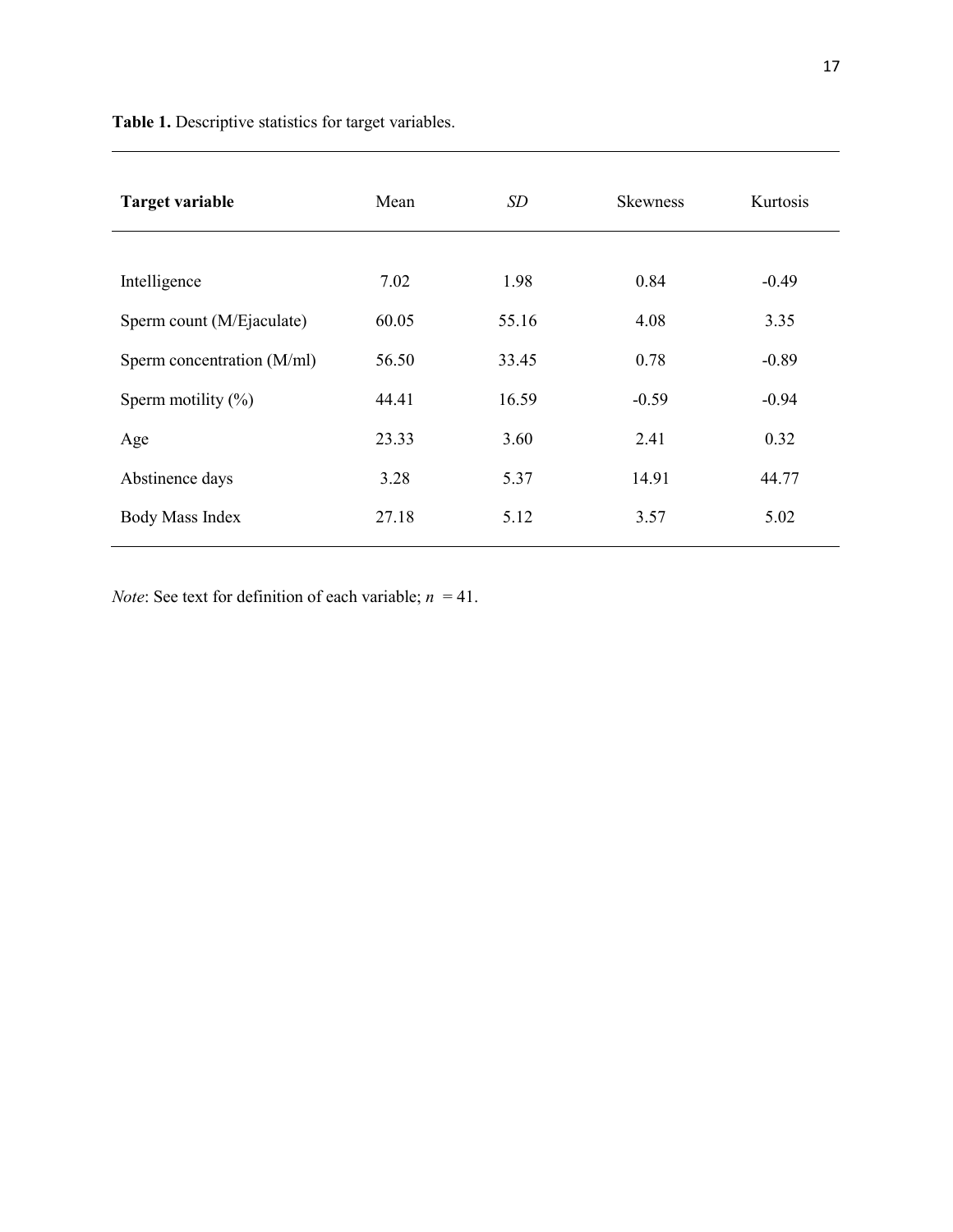**Table 1.** Descriptive statistics for target variables.

| **Target variable** | Mean | *SD* | Skewness | Kurtosis |
|---|---|---|---|---|
| Intelligence | 7.02 | 1.98 | 0.84 | -0.49 |
| Sperm count (M/Ejaculate) | 60.05 | 55.16 | 4.08 | 3.35 |
| Sperm concentration (M/ml) | 56.50 | 33.45 | 0.78 | -0.89 |
| Sperm motility (%) | 44.41 | 16.59 | -0.59 | -0.94 |
| Age | 23.33 | 3.60 | 2.41 | 0.32 |
| Abstinence days | 3.28 | 5.37 | 14.91 | 44.77 |
| Body Mass Index | 27.18 | 5.12 | 3.57 | 5.02 |

*Note*: See text for definition of each variable; $n = 41$.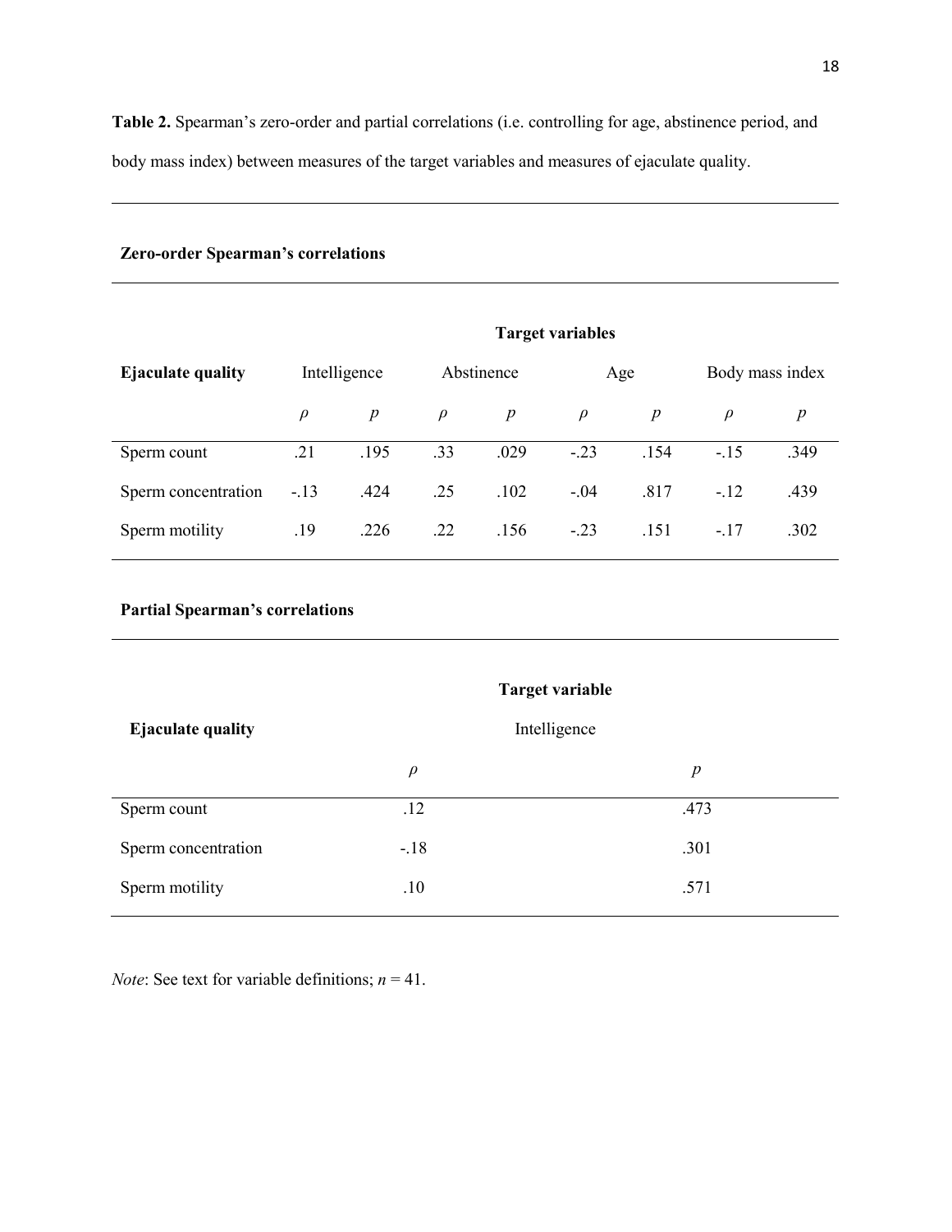**Table 2.** Spearman's zero-order and partial correlations (i.e. controlling for age, abstinence period, and body mass index) between measures of the target variables and measures of ejaculate quality.

**Zero-order Spearman's correlations**

| | **Target variables** | | | | | | | |
|---|---|---|---|---|---|---|---|---|
| **Ejaculate quality** | Intelligence | | Abstinence | | Age | | Body mass index | |
| | $\rho$ | $p$ | $\rho$ | $p$ | $\rho$ | $p$ | $\rho$ | $p$ |
| Sperm count | .21 | .195 | .33 | .029 | -.23 | .154 | -.15 | .349 |
| Sperm concentration | -.13 | .424 | .25 | .102 | -.04 | .817 | -.12 | .439 |
| Sperm motility | .19 | .226 | .22 | .156 | -.23 | .151 | -.17 | .302 |

**Partial Spearman's correlations**

| | **Target variable** | |
|---|---|---|
| **Ejaculate quality** | Intelligence | |
| | $\rho$ | $p$ |
| Sperm count | .12 | .473 |
| Sperm concentration | -.18 | .301 |
| Sperm motility | .10 | .571 |

*Note*: See text for variable definitions; $n = 41$.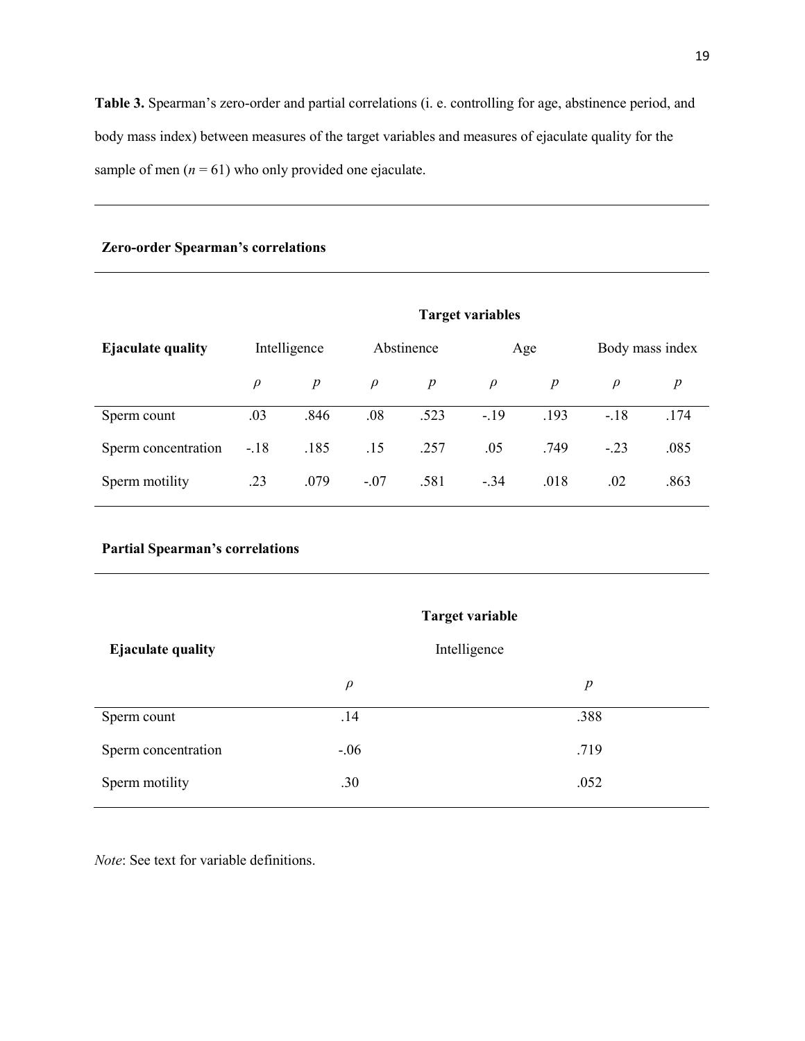**Table 3.** Spearman's zero-order and partial correlations (i. e. controlling for age, abstinence period, and body mass index) between measures of the target variables and measures of ejaculate quality for the sample of men ($n$ = 61) who only provided one ejaculate.

**Zero-order Spearman's correlations**

| | Target variables | | | | | | | |
|---|---|---|---|---|---|---|---|---|
| **Ejaculate quality** | Intelligence | | Abstinence | | Age | | Body mass index | |
| | $\rho$ | $p$ | $\rho$ | $p$ | $\rho$ | $p$ | $\rho$ | $p$ |
| Sperm count | .03 | .846 | .08 | .523 | -.19 | .193 | -.18 | .174 |
| Sperm concentration | -.18 | .185 | .15 | .257 | .05 | .749 | -.23 | .085 |
| Sperm motility | .23 | .079 | -.07 | .581 | -.34 | .018 | .02 | .863 |

**Partial Spearman's correlations**

| | Target variable | |
|---|---|---|
| **Ejaculate quality** | Intelligence | |
| | $\rho$ | $p$ |
| Sperm count | .14 | .388 |
| Sperm concentration | -.06 | .719 |
| Sperm motility | .30 | .052 |

*Note*: See text for variable definitions.